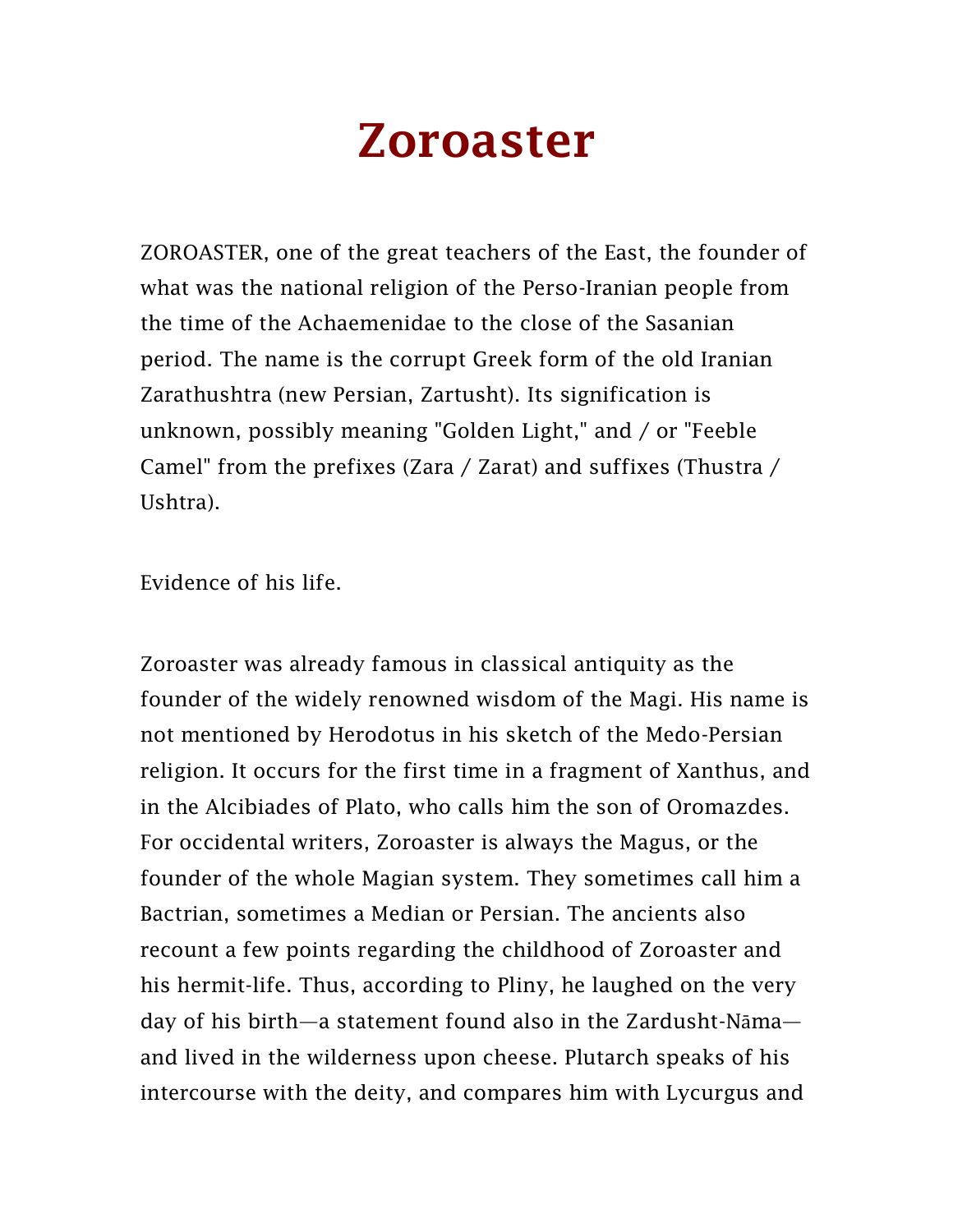# Zoroaster

ZOROASTER, one of the great teachers of the East, the founder of what was the national religion of the Perso-Iranian people from the time of the Achaemenidae to the close of the Sasanian period. The name is the corrupt Greek form of the old Iranian Zarathushtra (new Persian, Zartusht). Its signification is unknown, possibly meaning "Golden Light," and / or "Feeble Camel" from the prefixes (Zara / Zarat) and suffixes (Thustra / Ushtra).

Evidence of his life.

Zoroaster was already famous in classical antiquity as the founder of the widely renowned wisdom of the Magi. His name is not mentioned by Herodotus in his sketch of the Medo-Persian religion. It occurs for the first time in a fragment of Xanthus, and in the Alcibiades of Plato, who calls him the son of Oromazdes. For occidental writers, Zoroaster is always the Magus, or the founder of the whole Magian system. They sometimes call him a Bactrian, sometimes a Median or Persian. The ancients also recount a few points regarding the childhood of Zoroaster and his hermit-life. Thus, according to Pliny, he laughed on the very day of his birth—a statement found also in the Zardusht-Nāma—and lived in the wilderness upon cheese. Plutarch speaks of his intercourse with the deity, and compares him with Lycurgus and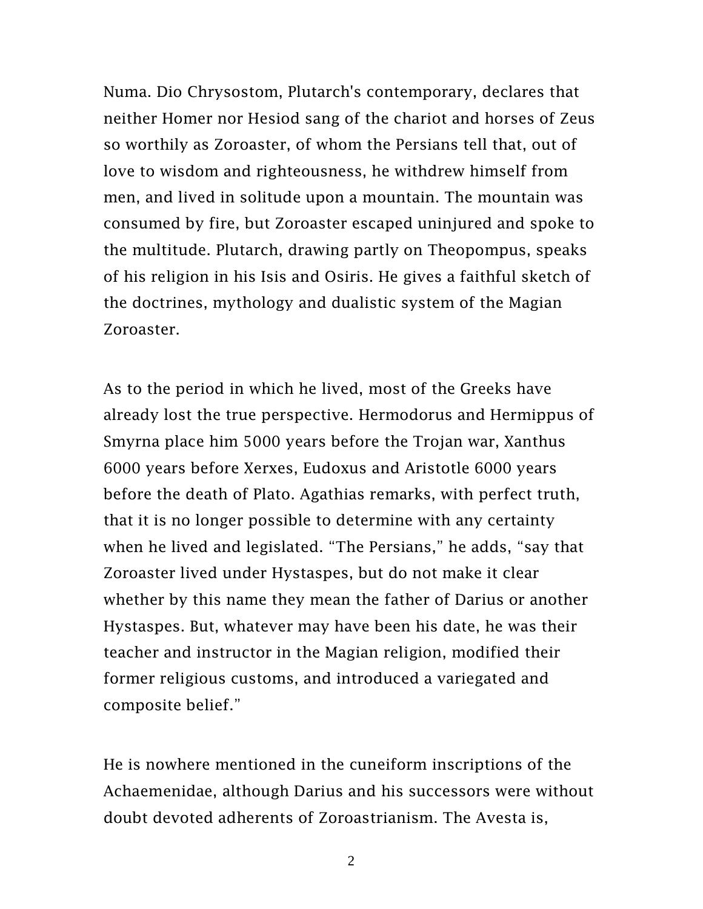Numa. Dio Chrysostom, Plutarch's contemporary, declares that neither Homer nor Hesiod sang of the chariot and horses of Zeus so worthily as Zoroaster, of whom the Persians tell that, out of love to wisdom and righteousness, he withdrew himself from men, and lived in solitude upon a mountain. The mountain was consumed by fire, but Zoroaster escaped uninjured and spoke to the multitude. Plutarch, drawing partly on Theopompus, speaks of his religion in his Isis and Osiris. He gives a faithful sketch of the doctrines, mythology and dualistic system of the Magian Zoroaster.

As to the period in which he lived, most of the Greeks have already lost the true perspective. Hermodorus and Hermippus of Smyrna place him 5000 years before the Trojan war, Xanthus 6000 years before Xerxes, Eudoxus and Aristotle 6000 years before the death of Plato. Agathias remarks, with perfect truth, that it is no longer possible to determine with any certainty when he lived and legislated. “The Persians,” he adds, “say that Zoroaster lived under Hystaspes, but do not make it clear whether by this name they mean the father of Darius or another Hystaspes. But, whatever may have been his date, he was their teacher and instructor in the Magian religion, modified their former religious customs, and introduced a variegated and composite belief.”

He is nowhere mentioned in the cuneiform inscriptions of the Achaemenidae, although Darius and his successors were without doubt devoted adherents of Zoroastrianism. The Avesta is,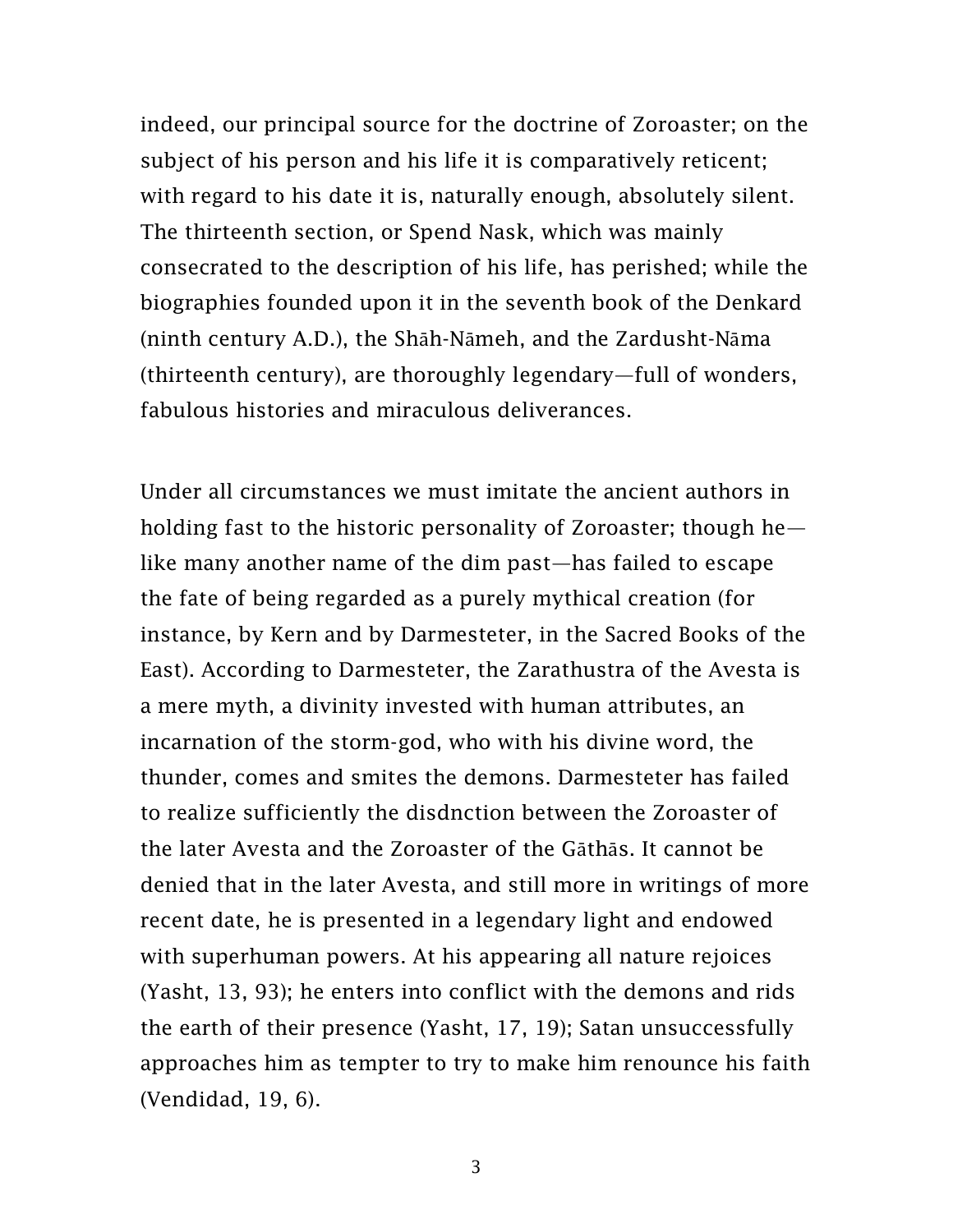indeed, our principal source for the doctrine of Zoroaster; on the subject of his person and his life it is comparatively reticent; with regard to his date it is, naturally enough, absolutely silent. The thirteenth section, or Spend Nask, which was mainly consecrated to the description of his life, has perished; while the biographies founded upon it in the seventh book of the Denkard (ninth century A.D.), the Shāh-Nāmeh, and the Zardusht-Nāma (thirteenth century), are thoroughly legendary—full of wonders, fabulous histories and miraculous deliverances.

Under all circumstances we must imitate the ancient authors in holding fast to the historic personality of Zoroaster; though he—like many another name of the dim past—has failed to escape the fate of being regarded as a purely mythical creation (for instance, by Kern and by Darmesteter, in the Sacred Books of the East). According to Darmesteter, the Zarathustra of the Avesta is a mere myth, a divinity invested with human attributes, an incarnation of the storm-god, who with his divine word, the thunder, comes and smites the demons. Darmesteter has failed to realize sufficiently the disdnction between the Zoroaster of the later Avesta and the Zoroaster of the Gāthās. It cannot be denied that in the later Avesta, and still more in writings of more recent date, he is presented in a legendary light and endowed with superhuman powers. At his appearing all nature rejoices (Yasht, 13, 93); he enters into conflict with the demons and rids the earth of their presence (Yasht, 17, 19); Satan unsuccessfully approaches him as tempter to try to make him renounce his faith (Vendidad, 19, 6).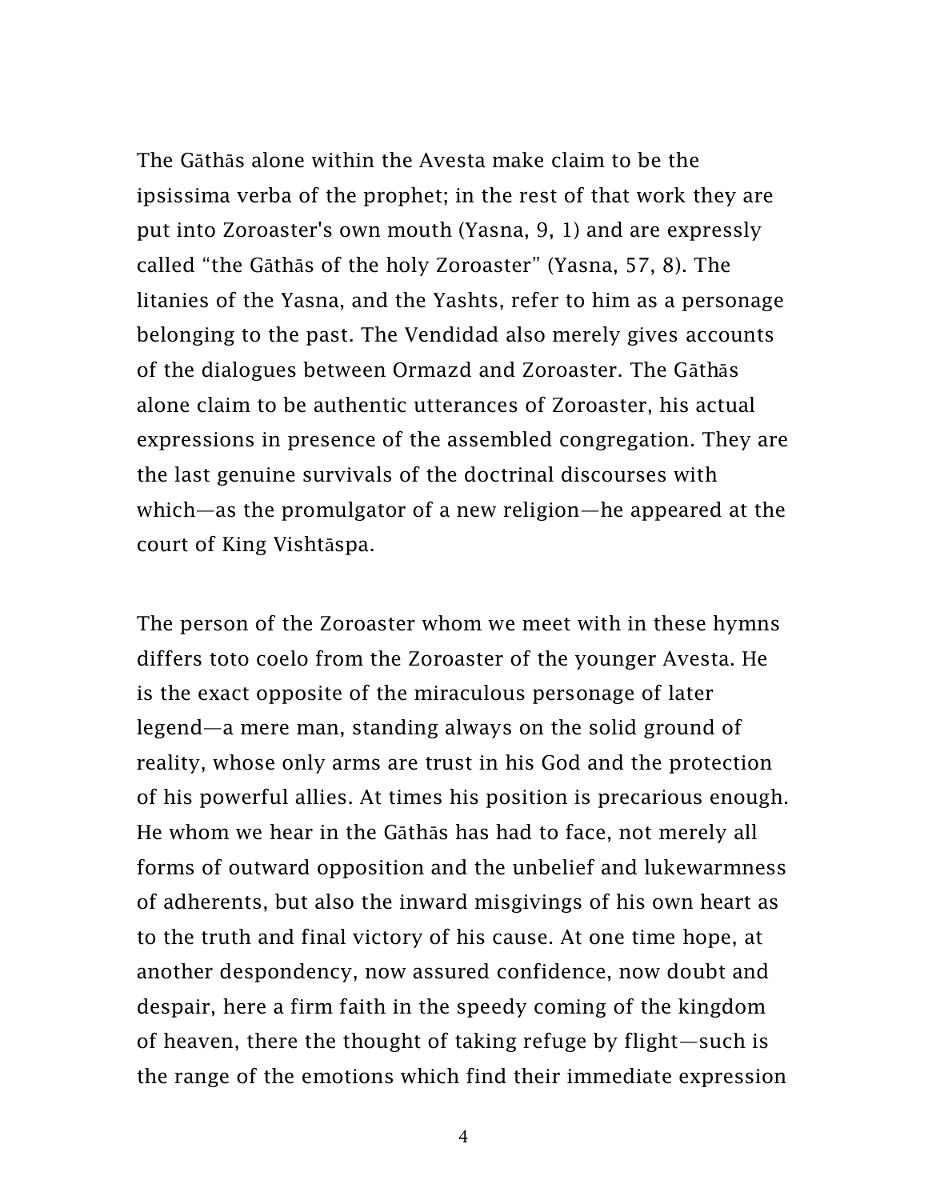The Gāthās alone within the Avesta make claim to be the ipsissima verba of the prophet; in the rest of that work they are put into Zoroaster's own mouth (Yasna, 9, 1) and are expressly called "the Gāthās of the holy Zoroaster" (Yasna, 57, 8). The litanies of the Yasna, and the Yashts, refer to him as a personage belonging to the past. The Vendidad also merely gives accounts of the dialogues between Ormazd and Zoroaster. The Gāthās alone claim to be authentic utterances of Zoroaster, his actual expressions in presence of the assembled congregation. They are the last genuine survivals of the doctrinal discourses with which—as the promulgator of a new religion—he appeared at the court of King Vishtāspa.

The person of the Zoroaster whom we meet with in these hymns differs toto coelo from the Zoroaster of the younger Avesta. He is the exact opposite of the miraculous personage of later legend—a mere man, standing always on the solid ground of reality, whose only arms are trust in his God and the protection of his powerful allies. At times his position is precarious enough. He whom we hear in the Gāthās has had to face, not merely all forms of outward opposition and the unbelief and lukewarmness of adherents, but also the inward misgivings of his own heart as to the truth and final victory of his cause. At one time hope, at another despondency, now assured confidence, now doubt and despair, here a firm faith in the speedy coming of the kingdom of heaven, there the thought of taking refuge by flight—such is the range of the emotions which find their immediate expression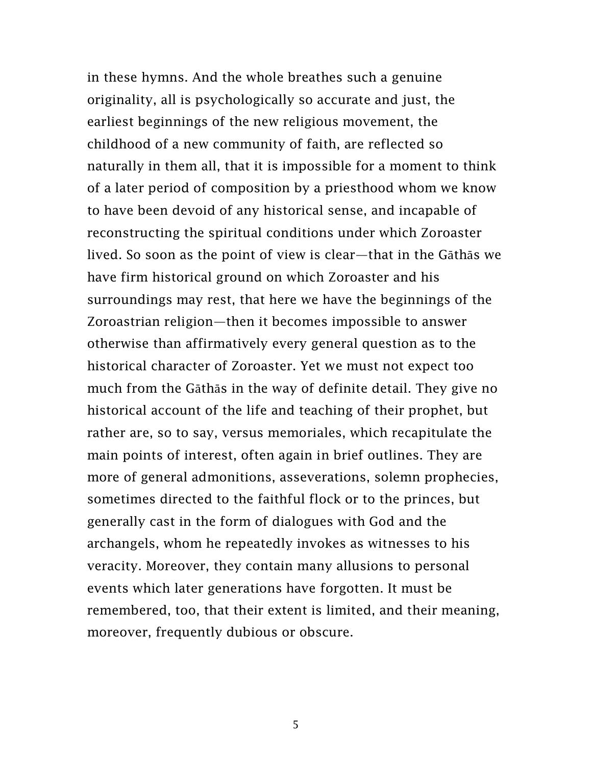in these hymns. And the whole breathes such a genuine originality, all is psychologically so accurate and just, the earliest beginnings of the new religious movement, the childhood of a new community of faith, are reflected so naturally in them all, that it is impossible for a moment to think of a later period of composition by a priesthood whom we know to have been devoid of any historical sense, and incapable of reconstructing the spiritual conditions under which Zoroaster lived. So soon as the point of view is clear—that in the Gāthās we have firm historical ground on which Zoroaster and his surroundings may rest, that here we have the beginnings of the Zoroastrian religion—then it becomes impossible to answer otherwise than affirmatively every general question as to the historical character of Zoroaster. Yet we must not expect too much from the Gāthās in the way of definite detail. They give no historical account of the life and teaching of their prophet, but rather are, so to say, versus memoriales, which recapitulate the main points of interest, often again in brief outlines. They are more of general admonitions, asseverations, solemn prophecies, sometimes directed to the faithful flock or to the princes, but generally cast in the form of dialogues with God and the archangels, whom he repeatedly invokes as witnesses to his veracity. Moreover, they contain many allusions to personal events which later generations have forgotten. It must be remembered, too, that their extent is limited, and their meaning, moreover, frequently dubious or obscure.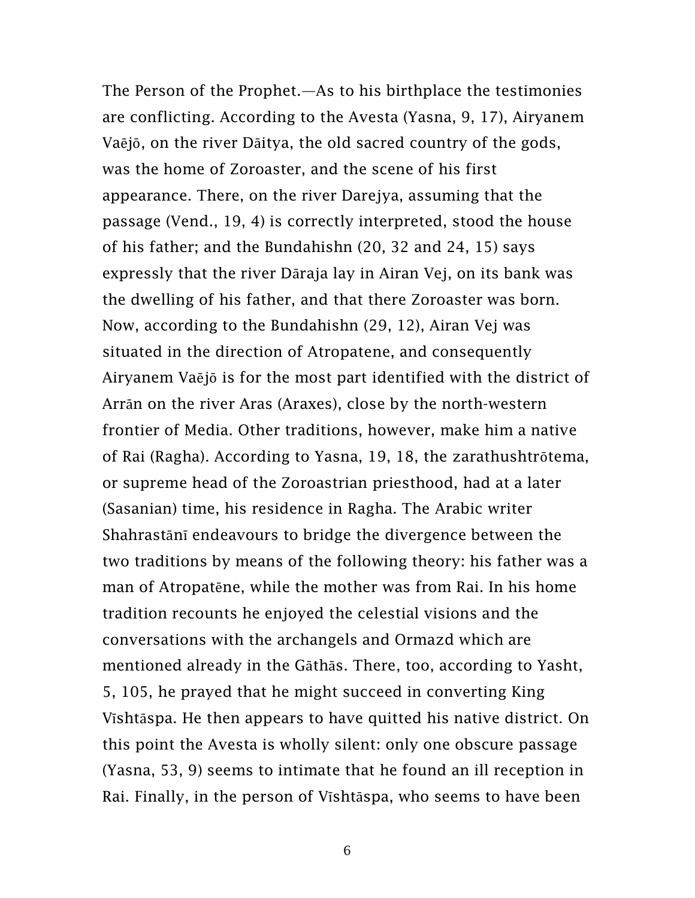The Person of the Prophet.—As to his birthplace the testimonies are conflicting. According to the Avesta (Yasna, 9, 17), Airyanem Vaējō, on the river Dāitya, the old sacred country of the gods, was the home of Zoroaster, and the scene of his first appearance. There, on the river Darejya, assuming that the passage (Vend., 19, 4) is correctly interpreted, stood the house of his father; and the Bundahishn (20, 32 and 24, 15) says expressly that the river Dāraja lay in Airan Vej, on its bank was the dwelling of his father, and that there Zoroaster was born. Now, according to the Bundahishn (29, 12), Airan Vej was situated in the direction of Atropatene, and consequently Airyanem Vaējō is for the most part identified with the district of Arrān on the river Aras (Araxes), close by the north-western frontier of Media. Other traditions, however, make him a native of Rai (Ragha). According to Yasna, 19, 18, the zarathushtrōtema, or supreme head of the Zoroastrian priesthood, had at a later (Sasanian) time, his residence in Ragha. The Arabic writer Shahrastānī endeavours to bridge the divergence between the two traditions by means of the following theory: his father was a man of Atropatēne, while the mother was from Rai. In his home tradition recounts he enjoyed the celestial visions and the conversations with the archangels and Ormazd which are mentioned already in the Gāthās. There, too, according to Yasht, 5, 105, he prayed that he might succeed in converting King Vīshtāspa. He then appears to have quitted his native district. On this point the Avesta is wholly silent: only one obscure passage (Yasna, 53, 9) seems to intimate that he found an ill reception in Rai. Finally, in the person of Vīshtāspa, who seems to have been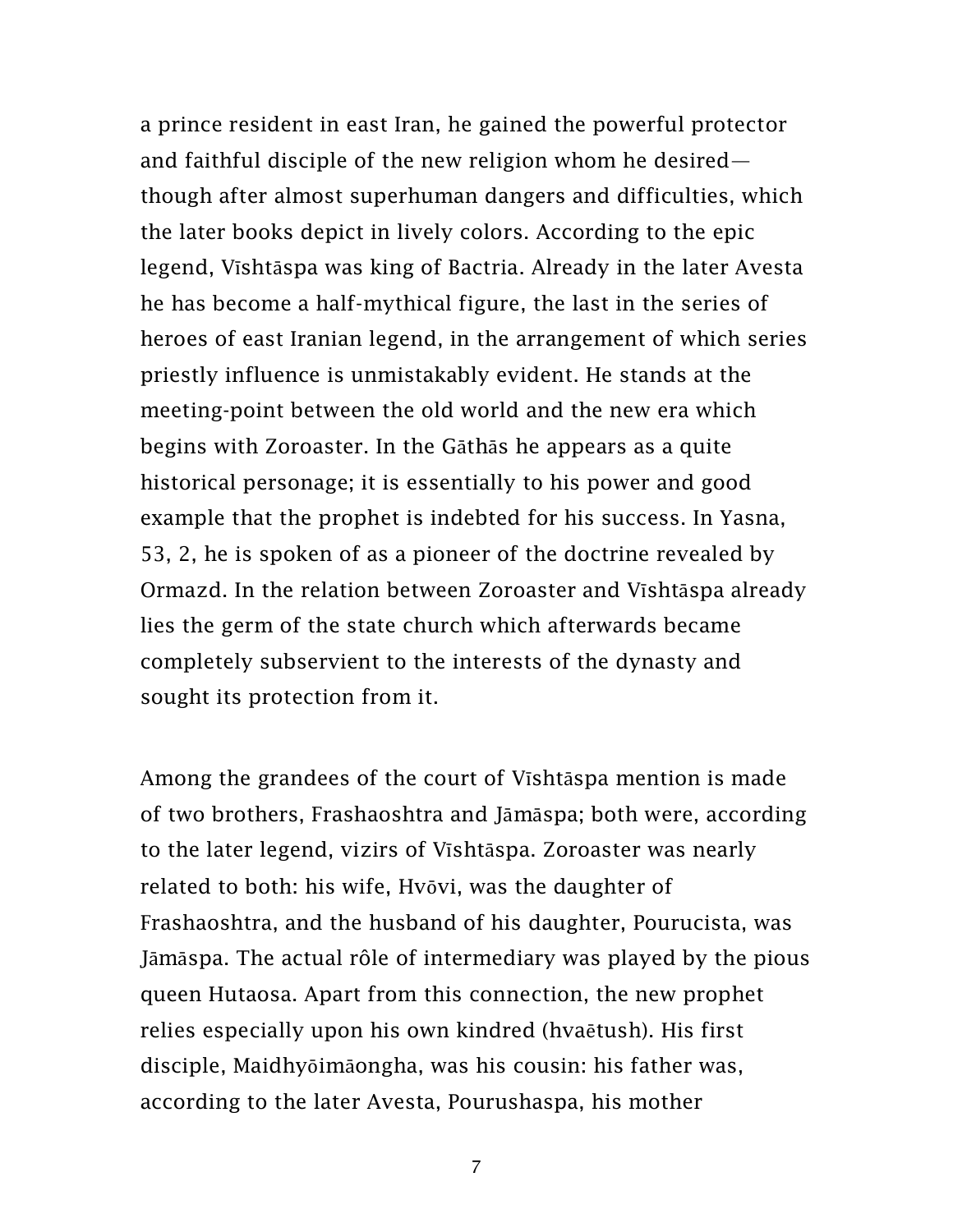a prince resident in east Iran, he gained the powerful protector and faithful disciple of the new religion whom he desired—though after almost superhuman dangers and difficulties, which the later books depict in lively colors. According to the epic legend, Vīshtāspa was king of Bactria. Already in the later Avesta he has become a half-mythical figure, the last in the series of heroes of east Iranian legend, in the arrangement of which series priestly influence is unmistakably evident. He stands at the meeting-point between the old world and the new era which begins with Zoroaster. In the Gāthās he appears as a quite historical personage; it is essentially to his power and good example that the prophet is indebted for his success. In Yasna, 53, 2, he is spoken of as a pioneer of the doctrine revealed by Ormazd. In the relation between Zoroaster and Vīshtāspa already lies the germ of the state church which afterwards became completely subservient to the interests of the dynasty and sought its protection from it.

Among the grandees of the court of Vīshtāspa mention is made of two brothers, Frashaoshtra and Jāmāspa; both were, according to the later legend, vizirs of Vīshtāspa. Zoroaster was nearly related to both: his wife, Hvōvi, was the daughter of Frashaoshtra, and the husband of his daughter, Pourucista, was Jāmāspa. The actual rôle of intermediary was played by the pious queen Hutaosa. Apart from this connection, the new prophet relies especially upon his own kindred (hvaētush). His first disciple, Maidhyōimāongha, was his cousin: his father was, according to the later Avesta, Pourushaspa, his mother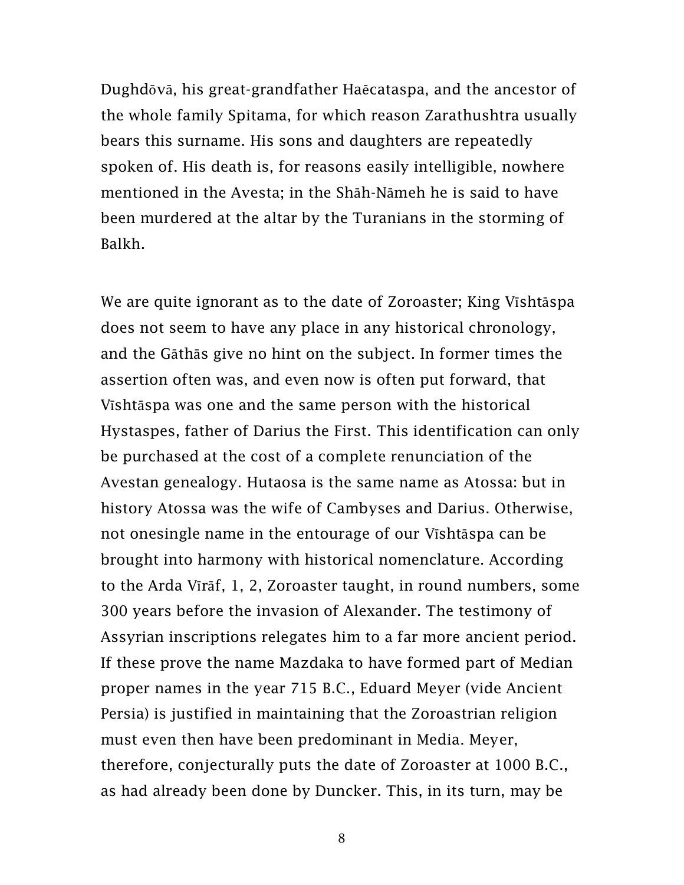Dughdōvā, his great-grandfather Haēcataspa, and the ancestor of the whole family Spitama, for which reason Zarathushtra usually bears this surname. His sons and daughters are repeatedly spoken of. His death is, for reasons easily intelligible, nowhere mentioned in the Avesta; in the Shāh-Nāmeh he is said to have been murdered at the altar by the Turanians in the storming of Balkh.

We are quite ignorant as to the date of Zoroaster; King Vīshtāspa does not seem to have any place in any historical chronology, and the Gāthās give no hint on the subject. In former times the assertion often was, and even now is often put forward, that Vīshtāspa was one and the same person with the historical Hystaspes, father of Darius the First. This identification can only be purchased at the cost of a complete renunciation of the Avestan genealogy. Hutaosa is the same name as Atossa: but in history Atossa was the wife of Cambyses and Darius. Otherwise, not onesingle name in the entourage of our Vīshtāspa can be brought into harmony with historical nomenclature. According to the Arda Vīrāf, 1, 2, Zoroaster taught, in round numbers, some 300 years before the invasion of Alexander. The testimony of Assyrian inscriptions relegates him to a far more ancient period. If these prove the name Mazdaka to have formed part of Median proper names in the year 715 B.C., Eduard Meyer (vide Ancient Persia) is justified in maintaining that the Zoroastrian religion must even then have been predominant in Media. Meyer, therefore, conjecturally puts the date of Zoroaster at 1000 B.C., as had already been done by Duncker. This, in its turn, may be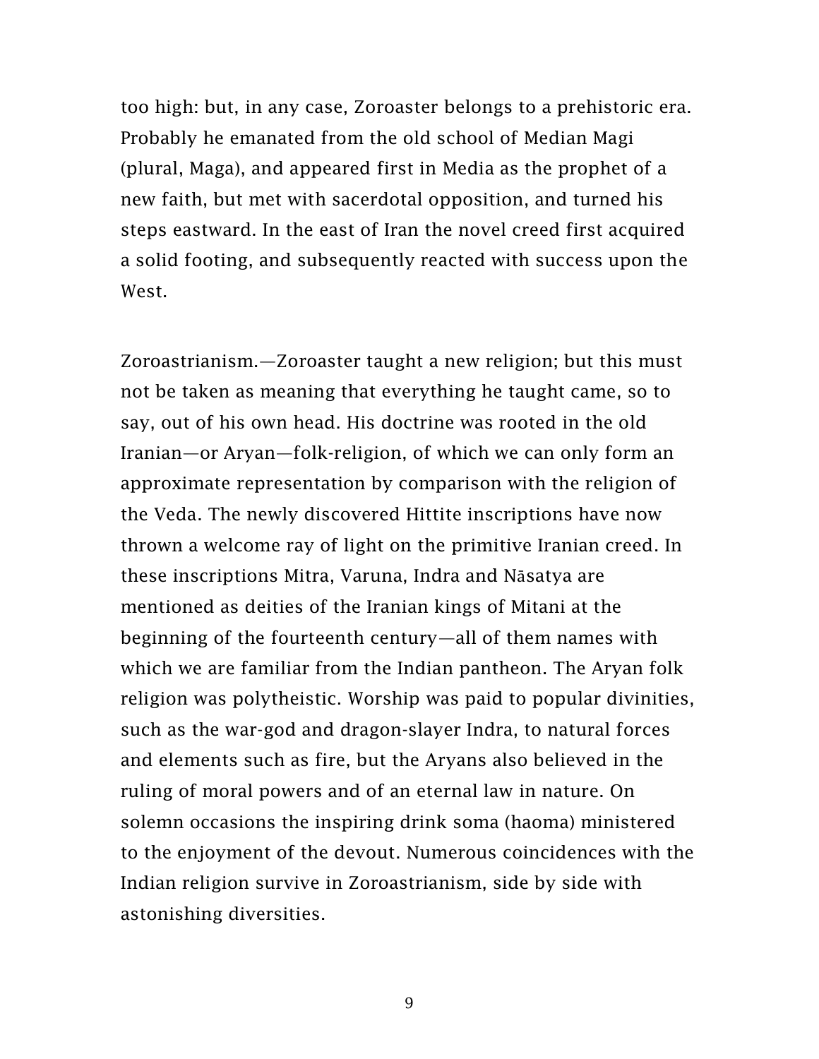too high: but, in any case, Zoroaster belongs to a prehistoric era. Probably he emanated from the old school of Median Magi (plural, Maga), and appeared first in Media as the prophet of a new faith, but met with sacerdotal opposition, and turned his steps eastward. In the east of Iran the novel creed first acquired a solid footing, and subsequently reacted with success upon the West.

Zoroastrianism.—Zoroaster taught a new religion; but this must not be taken as meaning that everything he taught came, so to say, out of his own head. His doctrine was rooted in the old Iranian—or Aryan—folk-religion, of which we can only form an approximate representation by comparison with the religion of the Veda. The newly discovered Hittite inscriptions have now thrown a welcome ray of light on the primitive Iranian creed. In these inscriptions Mitra, Varuna, Indra and Nāsatya are mentioned as deities of the Iranian kings of Mitani at the beginning of the fourteenth century—all of them names with which we are familiar from the Indian pantheon. The Aryan folk religion was polytheistic. Worship was paid to popular divinities, such as the war-god and dragon-slayer Indra, to natural forces and elements such as fire, but the Aryans also believed in the ruling of moral powers and of an eternal law in nature. On solemn occasions the inspiring drink soma (haoma) ministered to the enjoyment of the devout. Numerous coincidences with the Indian religion survive in Zoroastrianism, side by side with astonishing diversities.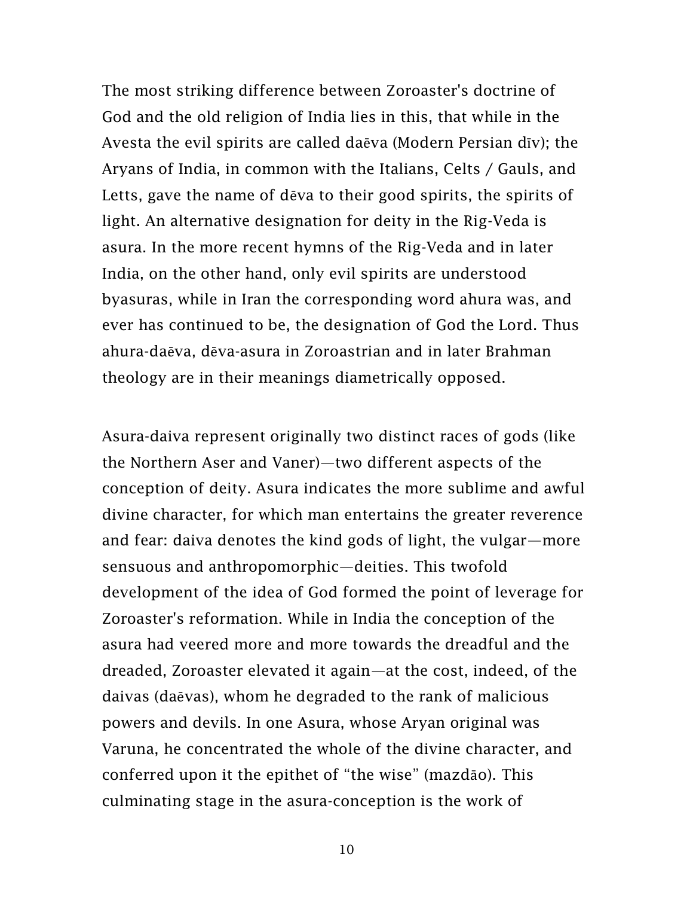The most striking difference between Zoroaster's doctrine of God and the old religion of India lies in this, that while in the Avesta the evil spirits are called daēva (Modern Persian dīv); the Aryans of India, in common with the Italians, Celts / Gauls, and Letts, gave the name of dēva to their good spirits, the spirits of light. An alternative designation for deity in the Rig-Veda is asura. In the more recent hymns of the Rig-Veda and in later India, on the other hand, only evil spirits are understood byasuras, while in Iran the corresponding word ahura was, and ever has continued to be, the designation of God the Lord. Thus ahura-daēva, dēva-asura in Zoroastrian and in later Brahman theology are in their meanings diametrically opposed.

Asura-daiva represent originally two distinct races of gods (like the Northern Aser and Vaner)—two different aspects of the conception of deity. Asura indicates the more sublime and awful divine character, for which man entertains the greater reverence and fear: daiva denotes the kind gods of light, the vulgar—more sensuous and anthropomorphic—deities. This twofold development of the idea of God formed the point of leverage for Zoroaster's reformation. While in India the conception of the asura had veered more and more towards the dreadful and the dreaded, Zoroaster elevated it again—at the cost, indeed, of the daivas (daēvas), whom he degraded to the rank of malicious powers and devils. In one Asura, whose Aryan original was Varuna, he concentrated the whole of the divine character, and conferred upon it the epithet of "the wise" (mazdāo). This culminating stage in the asura-conception is the work of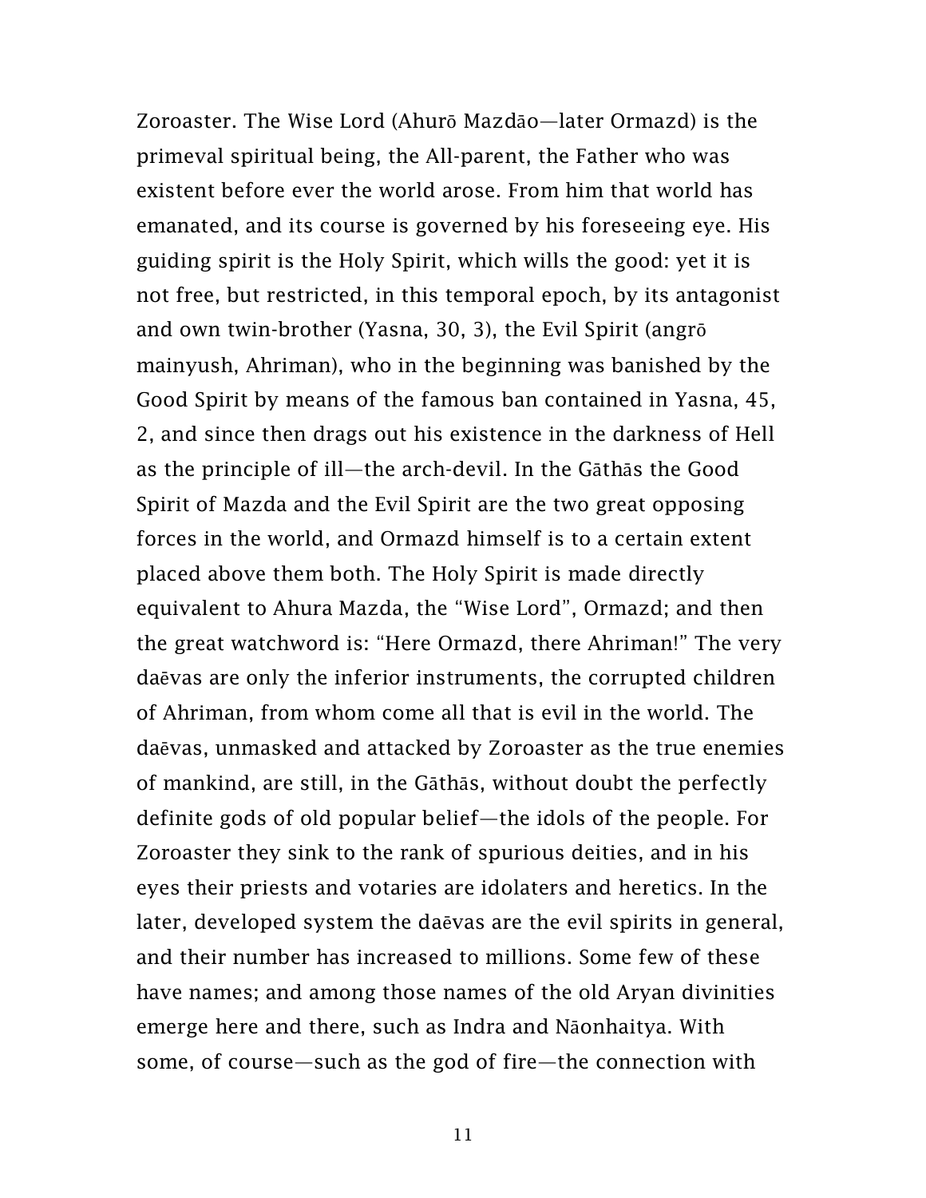Zoroaster. The Wise Lord (Ahurō Mazdāo—later Ormazd) is the primeval spiritual being, the All-parent, the Father who was existent before ever the world arose. From him that world has emanated, and its course is governed by his foreseeing eye. His guiding spirit is the Holy Spirit, which wills the good: yet it is not free, but restricted, in this temporal epoch, by its antagonist and own twin-brother (Yasna, 30, 3), the Evil Spirit (angrō mainyush, Ahriman), who in the beginning was banished by the Good Spirit by means of the famous ban contained in Yasna, 45, 2, and since then drags out his existence in the darkness of Hell as the principle of ill—the arch-devil. In the Gāthās the Good Spirit of Mazda and the Evil Spirit are the two great opposing forces in the world, and Ormazd himself is to a certain extent placed above them both. The Holy Spirit is made directly equivalent to Ahura Mazda, the "Wise Lord", Ormazd; and then the great watchword is: "Here Ormazd, there Ahriman!" The very daēvas are only the inferior instruments, the corrupted children of Ahriman, from whom come all that is evil in the world. The daēvas, unmasked and attacked by Zoroaster as the true enemies of mankind, are still, in the Gāthās, without doubt the perfectly definite gods of old popular belief—the idols of the people. For Zoroaster they sink to the rank of spurious deities, and in his eyes their priests and votaries are idolaters and heretics. In the later, developed system the daēvas are the evil spirits in general, and their number has increased to millions. Some few of these have names; and among those names of the old Aryan divinities emerge here and there, such as Indra and Nāonhaitya. With some, of course—such as the god of fire—the connection with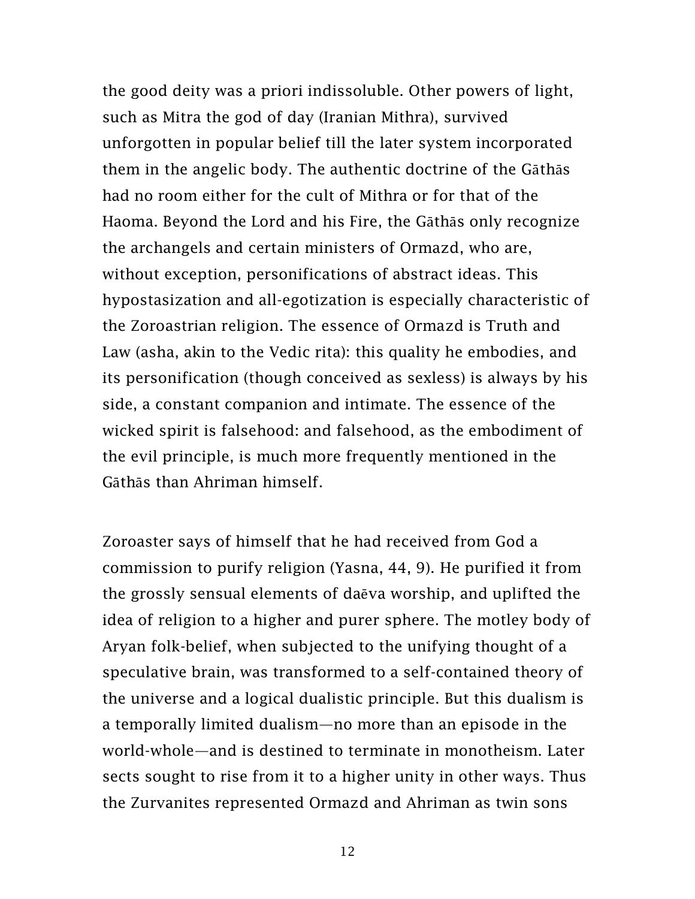the good deity was a priori indissoluble. Other powers of light, such as Mitra the god of day (Iranian Mithra), survived unforgotten in popular belief till the later system incorporated them in the angelic body. The authentic doctrine of the Gāthās had no room either for the cult of Mithra or for that of the Haoma. Beyond the Lord and his Fire, the Gāthās only recognize the archangels and certain ministers of Ormazd, who are, without exception, personifications of abstract ideas. This hypostasization and all-egotization is especially characteristic of the Zoroastrian religion. The essence of Ormazd is Truth and Law (asha, akin to the Vedic rita): this quality he embodies, and its personification (though conceived as sexless) is always by his side, a constant companion and intimate. The essence of the wicked spirit is falsehood: and falsehood, as the embodiment of the evil principle, is much more frequently mentioned in the Gāthās than Ahriman himself.

Zoroaster says of himself that he had received from God a commission to purify religion (Yasna, 44, 9). He purified it from the grossly sensual elements of daēva worship, and uplifted the idea of religion to a higher and purer sphere. The motley body of Aryan folk-belief, when subjected to the unifying thought of a speculative brain, was transformed to a self-contained theory of the universe and a logical dualistic principle. But this dualism is a temporally limited dualism—no more than an episode in the world-whole—and is destined to terminate in monotheism. Later sects sought to rise from it to a higher unity in other ways. Thus the Zurvanites represented Ormazd and Ahriman as twin sons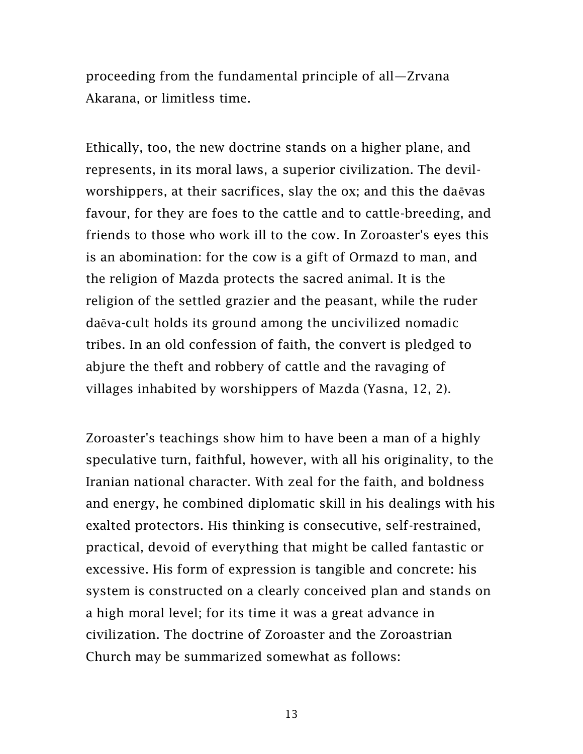proceeding from the fundamental principle of all—Zrvana Akarana, or limitless time.

Ethically, too, the new doctrine stands on a higher plane, and represents, in its moral laws, a superior civilization. The devil-worshippers, at their sacrifices, slay the ox; and this the daēvas favour, for they are foes to the cattle and to cattle-breeding, and friends to those who work ill to the cow. In Zoroaster's eyes this is an abomination: for the cow is a gift of Ormazd to man, and the religion of Mazda protects the sacred animal. It is the religion of the settled grazier and the peasant, while the ruder daēva-cult holds its ground among the uncivilized nomadic tribes. In an old confession of faith, the convert is pledged to abjure the theft and robbery of cattle and the ravaging of villages inhabited by worshippers of Mazda (Yasna, 12, 2).

Zoroaster's teachings show him to have been a man of a highly speculative turn, faithful, however, with all his originality, to the Iranian national character. With zeal for the faith, and boldness and energy, he combined diplomatic skill in his dealings with his exalted protectors. His thinking is consecutive, self-restrained, practical, devoid of everything that might be called fantastic or excessive. His form of expression is tangible and concrete: his system is constructed on a clearly conceived plan and stands on a high moral level; for its time it was a great advance in civilization. The doctrine of Zoroaster and the Zoroastrian Church may be summarized somewhat as follows: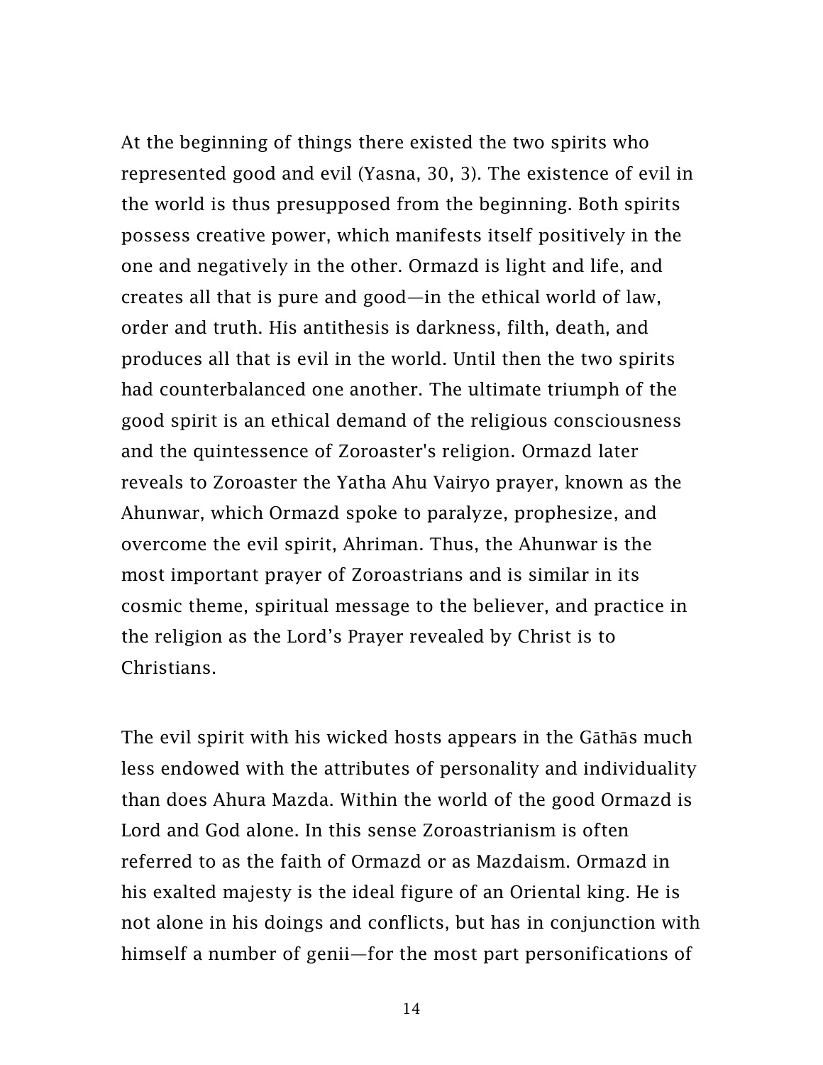At the beginning of things there existed the two spirits who represented good and evil (Yasna, 30, 3). The existence of evil in the world is thus presupposed from the beginning. Both spirits possess creative power, which manifests itself positively in the one and negatively in the other. Ormazd is light and life, and creates all that is pure and good—in the ethical world of law, order and truth. His antithesis is darkness, filth, death, and produces all that is evil in the world. Until then the two spirits had counterbalanced one another. The ultimate triumph of the good spirit is an ethical demand of the religious consciousness and the quintessence of Zoroaster's religion. Ormazd later reveals to Zoroaster the Yatha Ahu Vairyo prayer, known as the Ahunwar, which Ormazd spoke to paralyze, prophesize, and overcome the evil spirit, Ahriman. Thus, the Ahunwar is the most important prayer of Zoroastrians and is similar in its cosmic theme, spiritual message to the believer, and practice in the religion as the Lord's Prayer revealed by Christ is to Christians.

The evil spirit with his wicked hosts appears in the Gāthās much less endowed with the attributes of personality and individuality than does Ahura Mazda. Within the world of the good Ormazd is Lord and God alone. In this sense Zoroastrianism is often referred to as the faith of Ormazd or as Mazdaism. Ormazd in his exalted majesty is the ideal figure of an Oriental king. He is not alone in his doings and conflicts, but has in conjunction with himself a number of genii—for the most part personifications of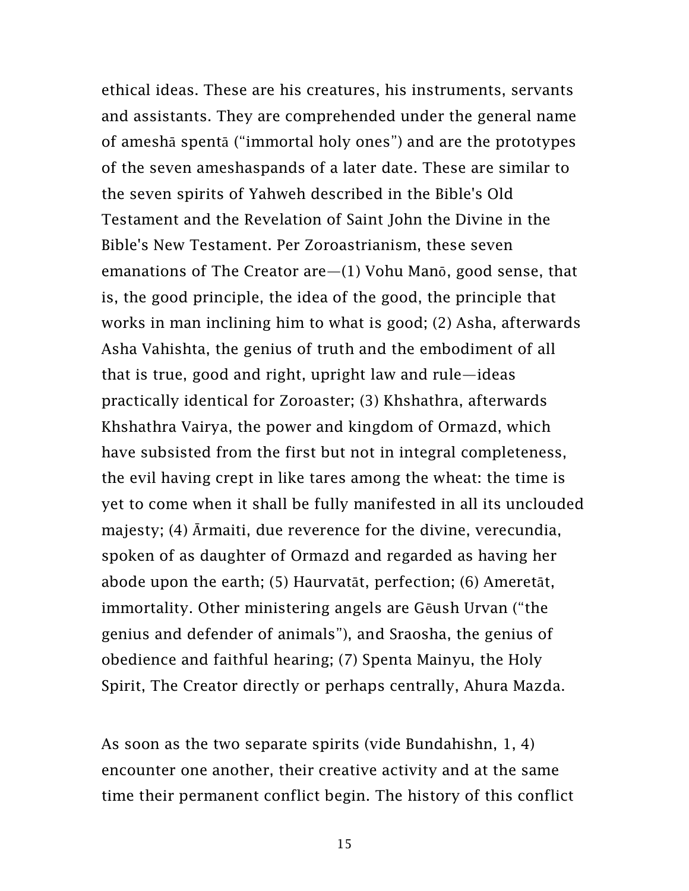ethical ideas. These are his creatures, his instruments, servants and assistants. They are comprehended under the general name of ameshā spentā ("immortal holy ones") and are the prototypes of the seven ameshaspands of a later date. These are similar to the seven spirits of Yahweh described in the Bible's Old Testament and the Revelation of Saint John the Divine in the Bible's New Testament. Per Zoroastrianism, these seven emanations of The Creator are—(1) Vohu Manō, good sense, that is, the good principle, the idea of the good, the principle that works in man inclining him to what is good; (2) Asha, afterwards Asha Vahishta, the genius of truth and the embodiment of all that is true, good and right, upright law and rule—ideas practically identical for Zoroaster; (3) Khshathra, afterwards Khshathra Vairya, the power and kingdom of Ormazd, which have subsisted from the first but not in integral completeness, the evil having crept in like tares among the wheat: the time is yet to come when it shall be fully manifested in all its unclouded majesty; (4) Ārmaiti, due reverence for the divine, verecundia, spoken of as daughter of Ormazd and regarded as having her abode upon the earth; (5) Haurvatāt, perfection; (6) Ameretāt, immortality. Other ministering angels are Gēush Urvan ("the genius and defender of animals"), and Sraosha, the genius of obedience and faithful hearing; (7) Spenta Mainyu, the Holy Spirit, The Creator directly or perhaps centrally, Ahura Mazda.

As soon as the two separate spirits (vide Bundahishn, 1, 4) encounter one another, their creative activity and at the same time their permanent conflict begin. The history of this conflict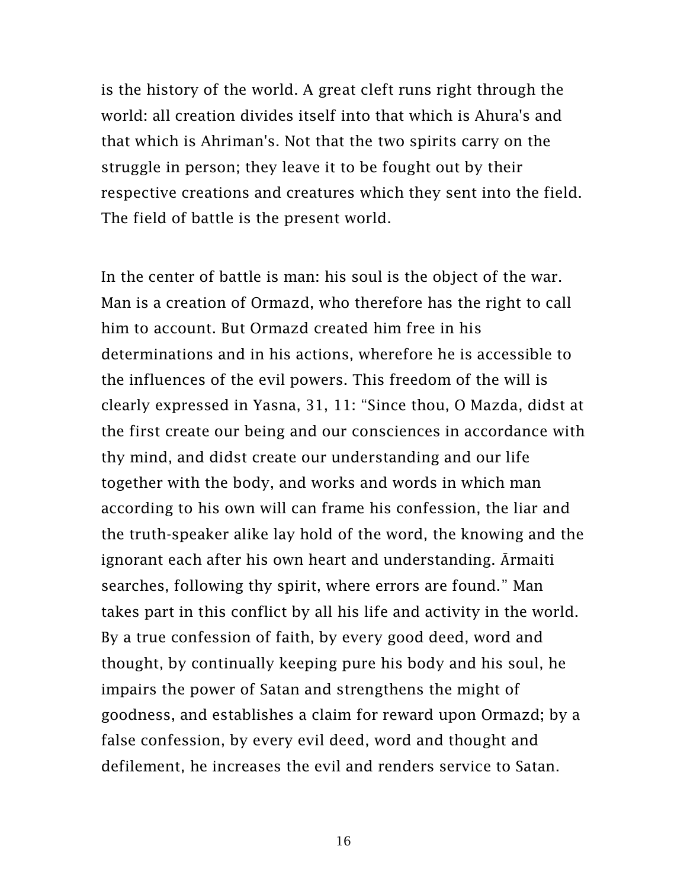is the history of the world. A great cleft runs right through the world: all creation divides itself into that which is Ahura's and that which is Ahriman's. Not that the two spirits carry on the struggle in person; they leave it to be fought out by their respective creations and creatures which they sent into the field. The field of battle is the present world.

In the center of battle is man: his soul is the object of the war. Man is a creation of Ormazd, who therefore has the right to call him to account. But Ormazd created him free in his determinations and in his actions, wherefore he is accessible to the influences of the evil powers. This freedom of the will is clearly expressed in Yasna, 31, 11: "Since thou, O Mazda, didst at the first create our being and our consciences in accordance with thy mind, and didst create our understanding and our life together with the body, and works and words in which man according to his own will can frame his confession, the liar and the truth-speaker alike lay hold of the word, the knowing and the ignorant each after his own heart and understanding. Ārmaiti searches, following thy spirit, where errors are found." Man takes part in this conflict by all his life and activity in the world. By a true confession of faith, by every good deed, word and thought, by continually keeping pure his body and his soul, he impairs the power of Satan and strengthens the might of goodness, and establishes a claim for reward upon Ormazd; by a false confession, by every evil deed, word and thought and defilement, he increases the evil and renders service to Satan.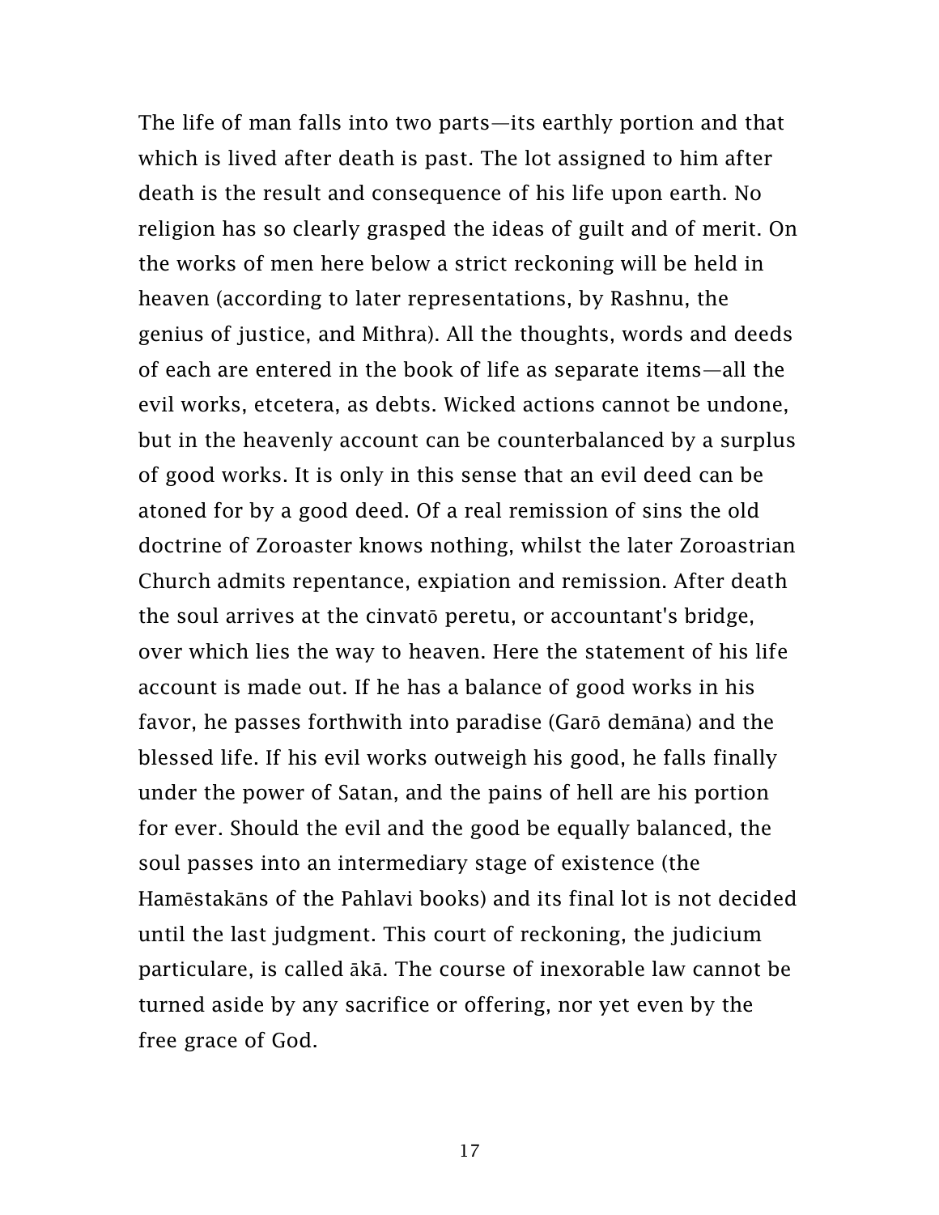The life of man falls into two parts—its earthly portion and that which is lived after death is past. The lot assigned to him after death is the result and consequence of his life upon earth. No religion has so clearly grasped the ideas of guilt and of merit. On the works of men here below a strict reckoning will be held in heaven (according to later representations, by Rashnu, the genius of justice, and Mithra). All the thoughts, words and deeds of each are entered in the book of life as separate items—all the evil works, etcetera, as debts. Wicked actions cannot be undone, but in the heavenly account can be counterbalanced by a surplus of good works. It is only in this sense that an evil deed can be atoned for by a good deed. Of a real remission of sins the old doctrine of Zoroaster knows nothing, whilst the later Zoroastrian Church admits repentance, expiation and remission. After death the soul arrives at the cinvatō peretu, or accountant's bridge, over which lies the way to heaven. Here the statement of his life account is made out. If he has a balance of good works in his favor, he passes forthwith into paradise (Garō demāna) and the blessed life. If his evil works outweigh his good, he falls finally under the power of Satan, and the pains of hell are his portion for ever. Should the evil and the good be equally balanced, the soul passes into an intermediary stage of existence (the Hamēstakāns of the Pahlavi books) and its final lot is not decided until the last judgment. This court of reckoning, the judicium particulare, is called ākā. The course of inexorable law cannot be turned aside by any sacrifice or offering, nor yet even by the free grace of God.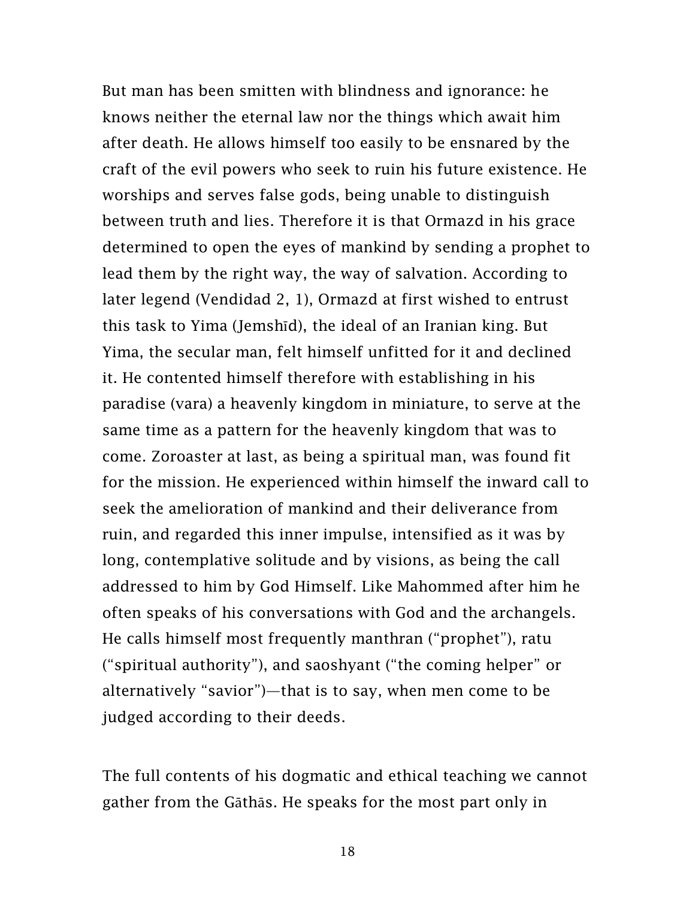But man has been smitten with blindness and ignorance: he knows neither the eternal law nor the things which await him after death. He allows himself too easily to be ensnared by the craft of the evil powers who seek to ruin his future existence. He worships and serves false gods, being unable to distinguish between truth and lies. Therefore it is that Ormazd in his grace determined to open the eyes of mankind by sending a prophet to lead them by the right way, the way of salvation. According to later legend (Vendidad 2, 1), Ormazd at first wished to entrust this task to Yima (Jemshīd), the ideal of an Iranian king. But Yima, the secular man, felt himself unfitted for it and declined it. He contented himself therefore with establishing in his paradise (vara) a heavenly kingdom in miniature, to serve at the same time as a pattern for the heavenly kingdom that was to come. Zoroaster at last, as being a spiritual man, was found fit for the mission. He experienced within himself the inward call to seek the amelioration of mankind and their deliverance from ruin, and regarded this inner impulse, intensified as it was by long, contemplative solitude and by visions, as being the call addressed to him by God Himself. Like Mahommed after him he often speaks of his conversations with God and the archangels. He calls himself most frequently manthran ("prophet"), ratu ("spiritual authority"), and saoshyant ("the coming helper" or alternatively "savior")—that is to say, when men come to be judged according to their deeds.

The full contents of his dogmatic and ethical teaching we cannot gather from the Gāthās. He speaks for the most part only in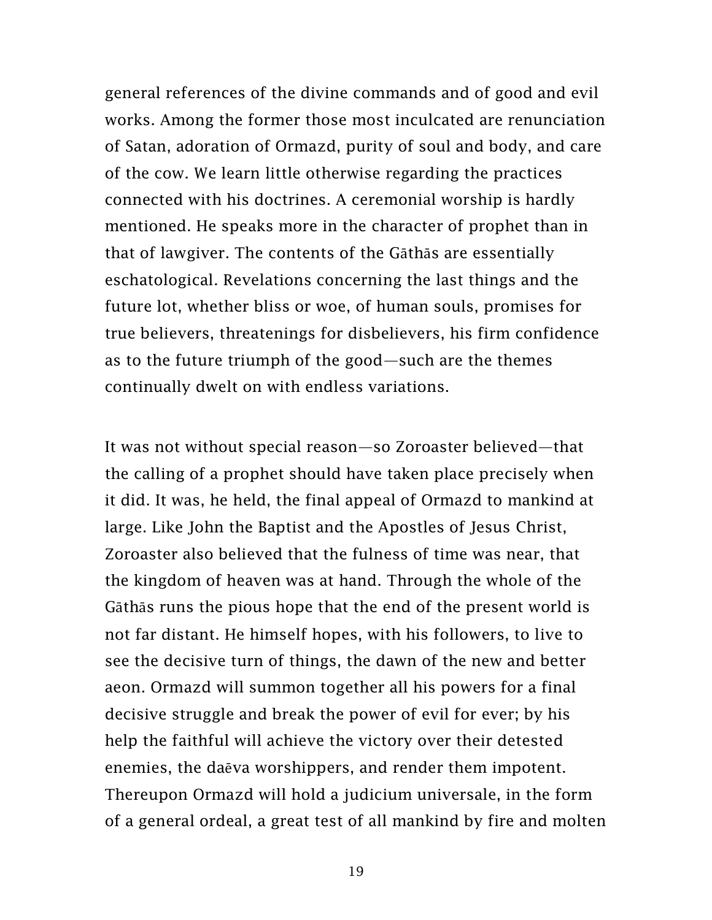general references of the divine commands and of good and evil works. Among the former those most inculcated are renunciation of Satan, adoration of Ormazd, purity of soul and body, and care of the cow. We learn little otherwise regarding the practices connected with his doctrines. A ceremonial worship is hardly mentioned. He speaks more in the character of prophet than in that of lawgiver. The contents of the Gāthās are essentially eschatological. Revelations concerning the last things and the future lot, whether bliss or woe, of human souls, promises for true believers, threatenings for disbelievers, his firm confidence as to the future triumph of the good—such are the themes continually dwelt on with endless variations.

It was not without special reason—so Zoroaster believed—that the calling of a prophet should have taken place precisely when it did. It was, he held, the final appeal of Ormazd to mankind at large. Like John the Baptist and the Apostles of Jesus Christ, Zoroaster also believed that the fulness of time was near, that the kingdom of heaven was at hand. Through the whole of the Gāthās runs the pious hope that the end of the present world is not far distant. He himself hopes, with his followers, to live to see the decisive turn of things, the dawn of the new and better aeon. Ormazd will summon together all his powers for a final decisive struggle and break the power of evil for ever; by his help the faithful will achieve the victory over their detested enemies, the daēva worshippers, and render them impotent. Thereupon Ormazd will hold a judicium universale, in the form of a general ordeal, a great test of all mankind by fire and molten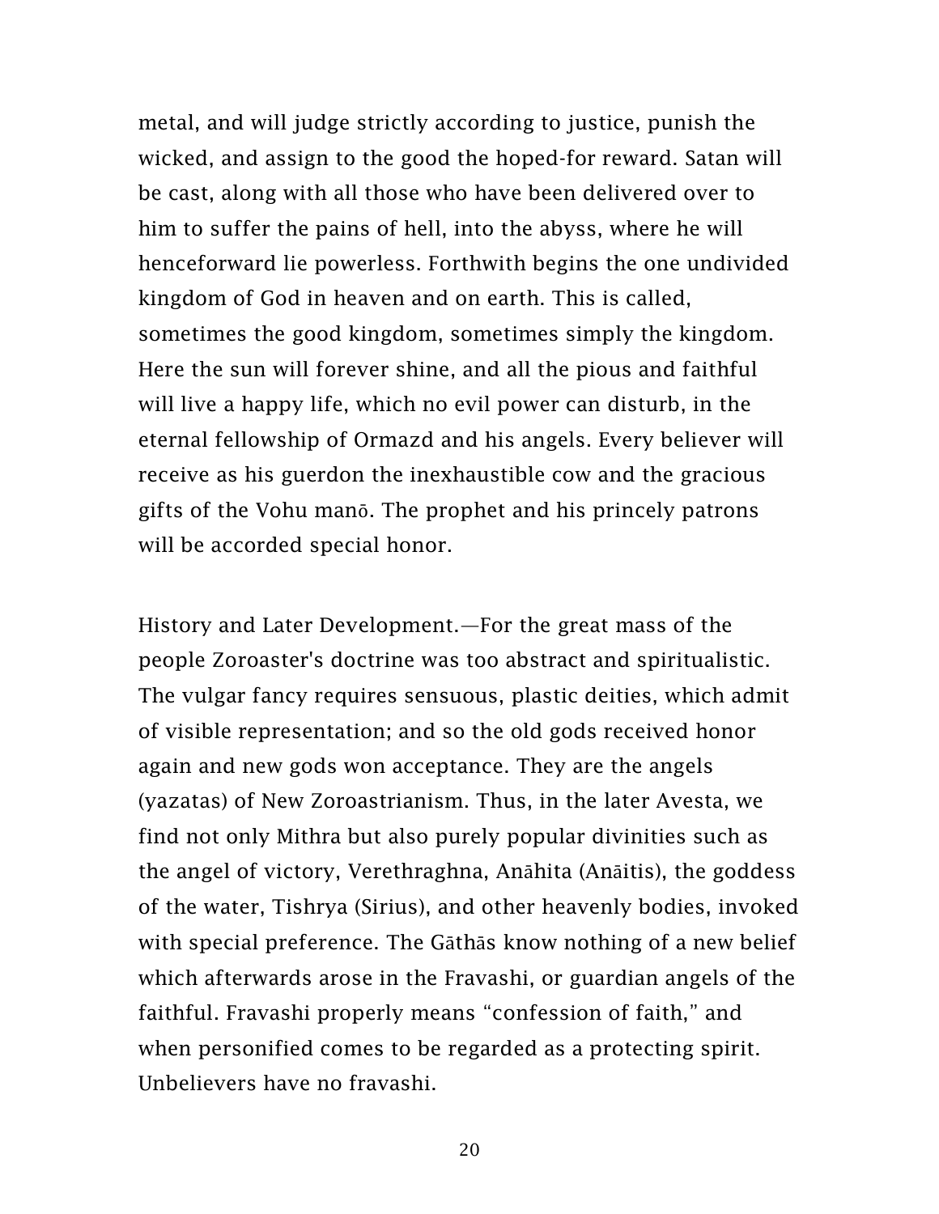metal, and will judge strictly according to justice, punish the wicked, and assign to the good the hoped-for reward. Satan will be cast, along with all those who have been delivered over to him to suffer the pains of hell, into the abyss, where he will henceforward lie powerless. Forthwith begins the one undivided kingdom of God in heaven and on earth. This is called, sometimes the good kingdom, sometimes simply the kingdom. Here the sun will forever shine, and all the pious and faithful will live a happy life, which no evil power can disturb, in the eternal fellowship of Ormazd and his angels. Every believer will receive as his guerdon the inexhaustible cow and the gracious gifts of the Vohu manō. The prophet and his princely patrons will be accorded special honor.

History and Later Development.—For the great mass of the people Zoroaster's doctrine was too abstract and spiritualistic. The vulgar fancy requires sensuous, plastic deities, which admit of visible representation; and so the old gods received honor again and new gods won acceptance. They are the angels (yazatas) of New Zoroastrianism. Thus, in the later Avesta, we find not only Mithra but also purely popular divinities such as the angel of victory, Verethraghna, Anāhita (Anāitis), the goddess of the water, Tishrya (Sirius), and other heavenly bodies, invoked with special preference. The Gāthās know nothing of a new belief which afterwards arose in the Fravashi, or guardian angels of the faithful. Fravashi properly means "confession of faith," and when personified comes to be regarded as a protecting spirit. Unbelievers have no fravashi.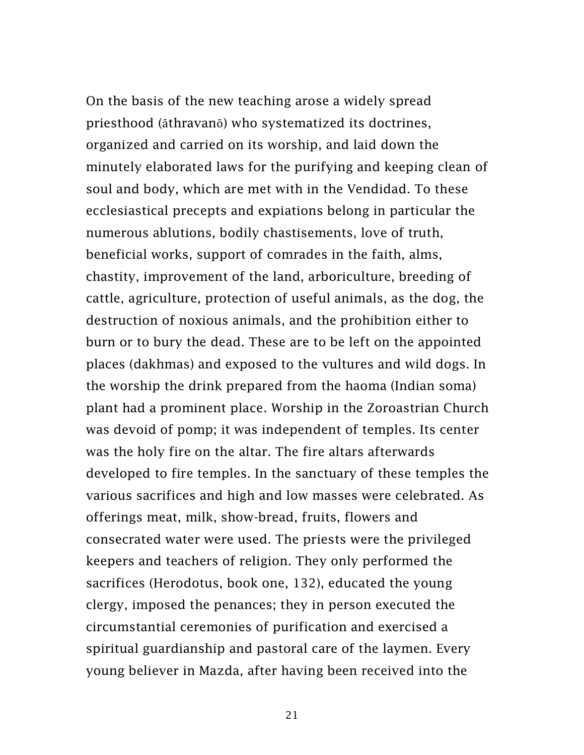On the basis of the new teaching arose a widely spread priesthood (āthravanō) who systematized its doctrines, organized and carried on its worship, and laid down the minutely elaborated laws for the purifying and keeping clean of soul and body, which are met with in the Vendidad. To these ecclesiastical precepts and expiations belong in particular the numerous ablutions, bodily chastisements, love of truth, beneficial works, support of comrades in the faith, alms, chastity, improvement of the land, arboriculture, breeding of cattle, agriculture, protection of useful animals, as the dog, the destruction of noxious animals, and the prohibition either to burn or to bury the dead. These are to be left on the appointed places (dakhmas) and exposed to the vultures and wild dogs. In the worship the drink prepared from the haoma (Indian soma) plant had a prominent place. Worship in the Zoroastrian Church was devoid of pomp; it was independent of temples. Its center was the holy fire on the altar. The fire altars afterwards developed to fire temples. In the sanctuary of these temples the various sacrifices and high and low masses were celebrated. As offerings meat, milk, show-bread, fruits, flowers and consecrated water were used. The priests were the privileged keepers and teachers of religion. They only performed the sacrifices (Herodotus, book one, 132), educated the young clergy, imposed the penances; they in person executed the circumstantial ceremonies of purification and exercised a spiritual guardianship and pastoral care of the laymen. Every young believer in Mazda, after having been received into the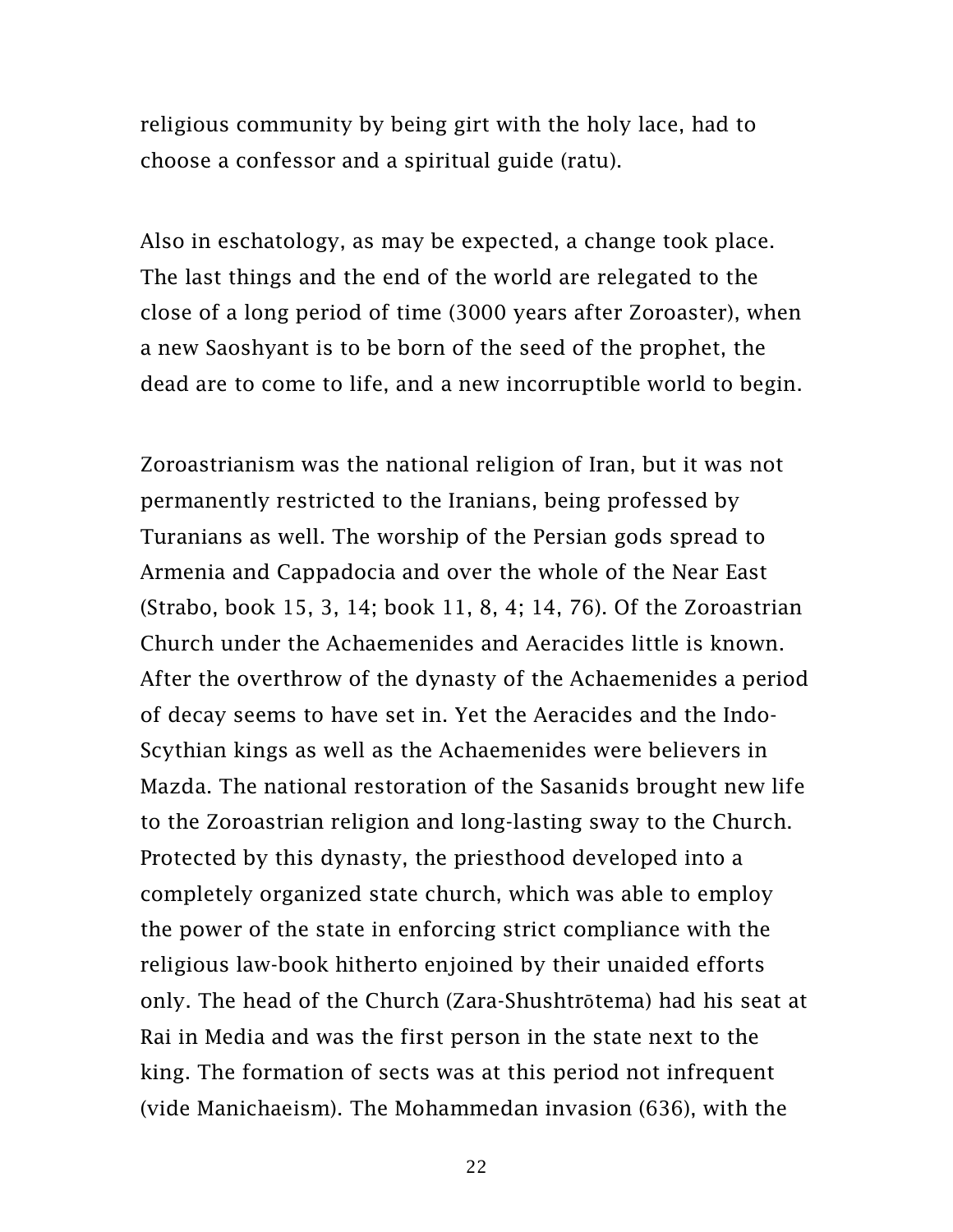religious community by being girt with the holy lace, had to choose a confessor and a spiritual guide (ratu).

Also in eschatology, as may be expected, a change took place. The last things and the end of the world are relegated to the close of a long period of time (3000 years after Zoroaster), when a new Saoshyant is to be born of the seed of the prophet, the dead are to come to life, and a new incorruptible world to begin.

Zoroastrianism was the national religion of Iran, but it was not permanently restricted to the Iranians, being professed by Turanians as well. The worship of the Persian gods spread to Armenia and Cappadocia and over the whole of the Near East (Strabo, book 15, 3, 14; book 11, 8, 4; 14, 76). Of the Zoroastrian Church under the Achaemenides and Aeracides little is known. After the overthrow of the dynasty of the Achaemenides a period of decay seems to have set in. Yet the Aeracides and the Indo-Scythian kings as well as the Achaemenides were believers in Mazda. The national restoration of the Sasanids brought new life to the Zoroastrian religion and long-lasting sway to the Church. Protected by this dynasty, the priesthood developed into a completely organized state church, which was able to employ the power of the state in enforcing strict compliance with the religious law-book hitherto enjoined by their unaided efforts only. The head of the Church (Zara-Shushtrōtema) had his seat at Rai in Media and was the first person in the state next to the king. The formation of sects was at this period not infrequent (vide Manichaeism). The Mohammedan invasion (636), with the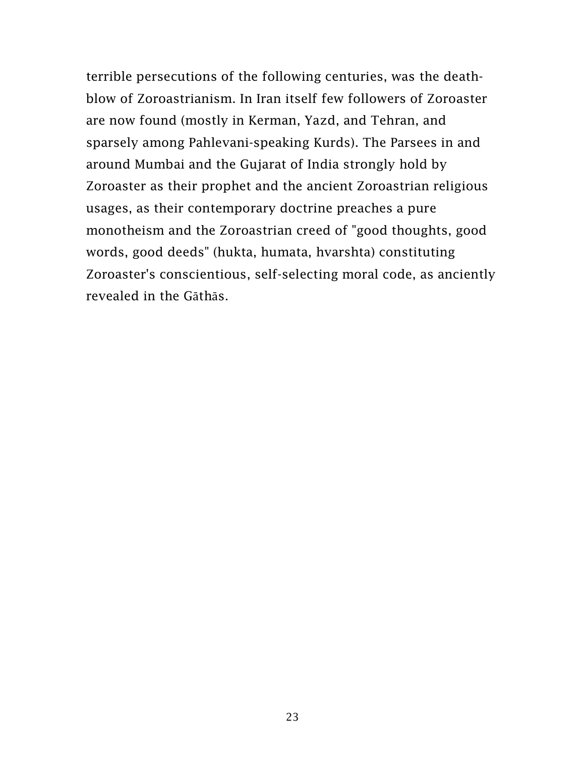terrible persecutions of the following centuries, was the death-blow of Zoroastrianism. In Iran itself few followers of Zoroaster are now found (mostly in Kerman, Yazd, and Tehran, and sparsely among Pahlevani-speaking Kurds). The Parsees in and around Mumbai and the Gujarat of India strongly hold by Zoroaster as their prophet and the ancient Zoroastrian religious usages, as their contemporary doctrine preaches a pure monotheism and the Zoroastrian creed of "good thoughts, good words, good deeds" (hukta, humata, hvarshta) constituting Zoroaster's conscientious, self-selecting moral code, as anciently revealed in the Gāthās.